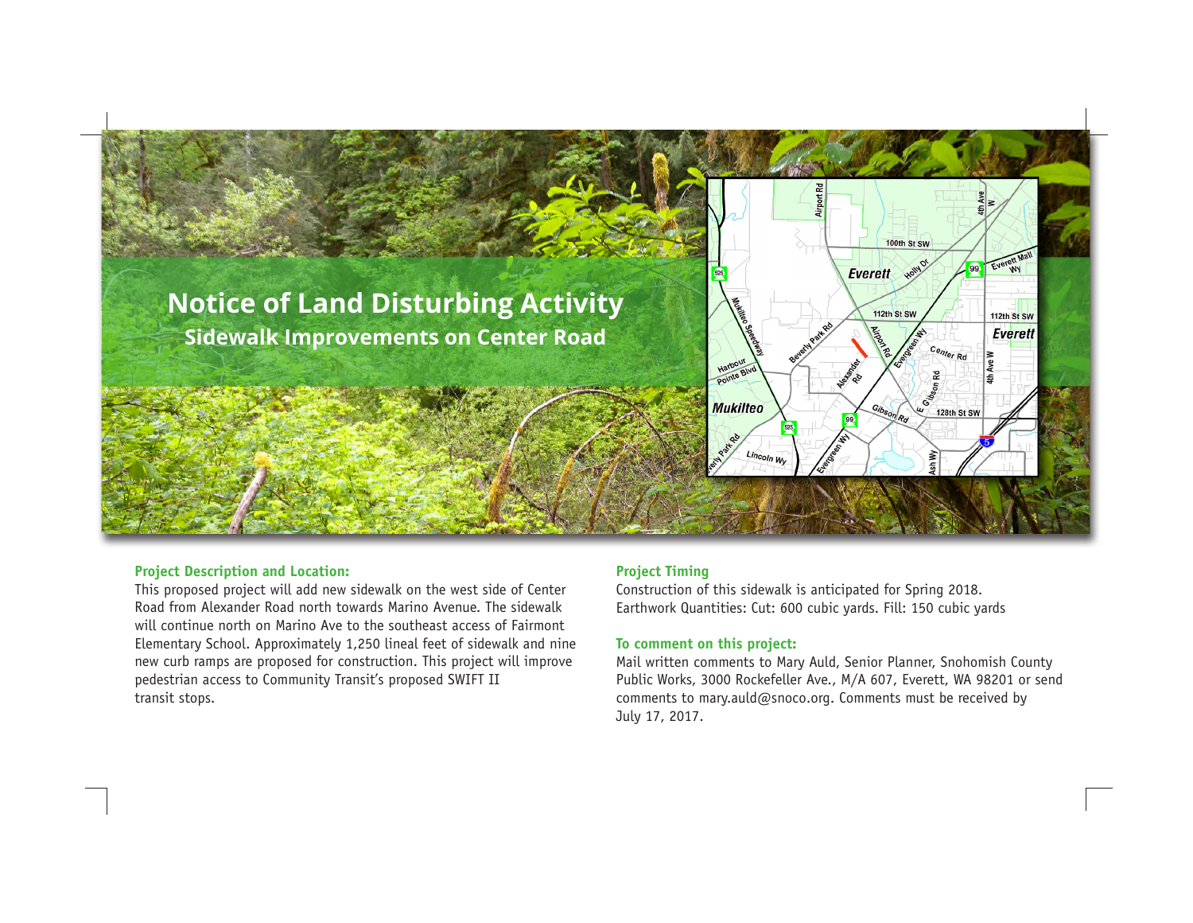# Notice of Land Disturbing Activity

## Sidewalk Improvements on Center Road

### Project Description and Location:

This proposed project will add new sidewalk on the west side of Center Road from Alexander Road north towards Marino Avenue. The sidewalk will continue north on Marino Ave to the southeast access of Fairmont Elementary School. Approximately 1,250 lineal feet of sidewalk and nine new curb ramps are proposed for construction. This project will improve pedestrian access to Community Transit's proposed SWIFT II transit stops.

### Project Timing

Construction of this sidewalk is anticipated for Spring 2018.
Earthwork Quantities: Cut: 600 cubic yards. Fill: 150 cubic yards

### To comment on this project:

Mail written comments to Mary Auld, Senior Planner, Snohomish County Public Works, 3000 Rockefeller Ave., M/A 607, Everett, WA 98201 or send comments to mary.auld@snoco.org. Comments must be received by July 17, 2017.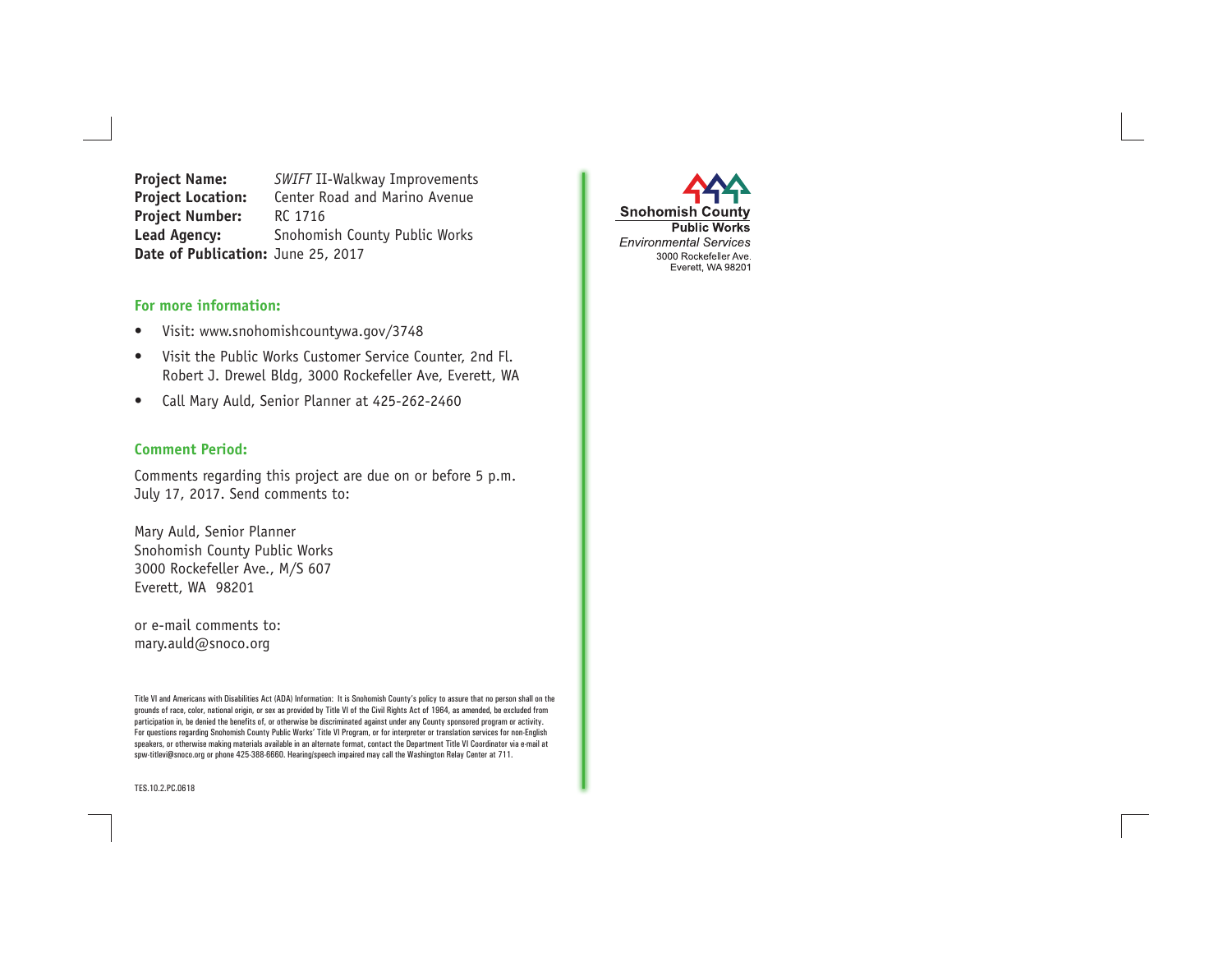**Project Name:** *SWIFT* II-Walkway Improvements
**Project Location:** Center Road and Marino Avenue
**Project Number:** RC 1716
**Lead Agency:** Snohomish County Public Works
**Date of Publication:** June 25, 2017

### For more information:

- Visit: www.snohomishcountywa.gov/3748
- Visit the Public Works Customer Service Counter, 2nd Fl. Robert J. Drewel Bldg, 3000 Rockefeller Ave, Everett, WA
- Call Mary Auld, Senior Planner at 425-262-2460

### Comment Period:

Comments regarding this project are due on or before 5 p.m. July 17, 2017. Send comments to:

Mary Auld, Senior Planner
Snohomish County Public Works
3000 Rockefeller Ave., M/S 607
Everett, WA 98201

or e-mail comments to:
mary.auld@snoco.org

Title VI and Americans with Disabilities Act (ADA) Information: It is Snohomish County's policy to assure that no person shall on the grounds of race, color, national origin, or sex as provided by Title VI of the Civil Rights Act of 1964, as amended, be excluded from participation in, be denied the benefits of, or otherwise be discriminated against under any County sponsored program or activity. For questions regarding Snohomish County Public Works' Title VI Program, or for interpreter or translation services for non-English speakers, or otherwise making materials available in an alternate format, contact the Department Title VI Coordinator via e-mail at spw-titlevi@snoco.org or phone 425-388-6660. Hearing/speech impaired may call the Washington Relay Center at 711.

TES.10.2.PC.0618

Snohomish County
Public Works
*Environmental Services*
3000 Rockefeller Ave.
Everett, WA 98201